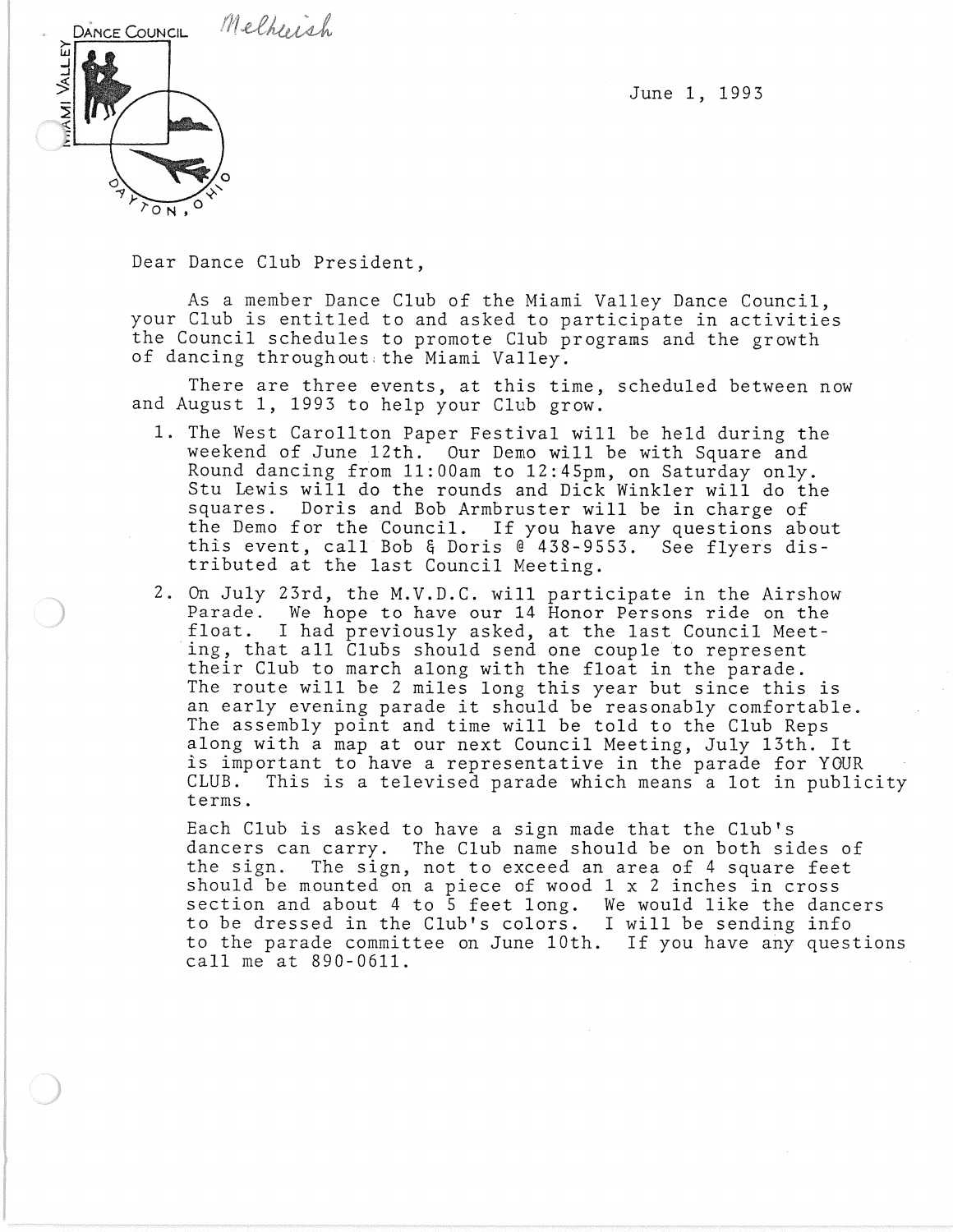MIAMI VALLEY DANCE COUNCIL

DAYTON, OHIO

Melhuish

June 1, 1993

Dear Dance Club President,

As a member Dance Club of the Miami Valley Dance Council, your Club is entitled to and asked to participate in activities the Council schedules to promote Club programs and the growth of dancing throughout the Miami Valley.

There are three events, at this time, scheduled between now and August 1, 1993 to help your Club grow.

1. The West Carollton Paper Festival will be held during the weekend of June 12th. Our Demo will be with Square and Round dancing from 11:00am to 12:45pm, on Saturday only. Stu Lewis will do the rounds and Dick Winkler will do the squares. Doris and Bob Armbruster will be in charge of the Demo for the Council. If you have any questions about this event, call Bob & Doris @ 438-9553. See flyers distributed at the last Council Meeting.

2. On July 23rd, the M.V.D.C. will participate in the Airshow Parade. We hope to have our 14 Honor Persons ride on the float. I had previously asked, at the last Council Meeting, that all Clubs should send one couple to represent their Club to march along with the float in the parade. The route will be 2 miles long this year but since this is an early evening parade it should be reasonably comfortable. The assembly point and time will be told to the Club Reps along with a map at our next Council Meeting, July 13th. It is important to have a representative in the parade for YOUR CLUB. This is a televised parade which means a lot in publicity terms.

   Each Club is asked to have a sign made that the Club's dancers can carry. The Club name should be on both sides of the sign. The sign, not to exceed an area of 4 square feet should be mounted on a piece of wood 1 x 2 inches in cross section and about 4 to 5 feet long. We would like the dancers to be dressed in the Club's colors. I will be sending info to the parade committee on June 10th. If you have any questions call me at 890-0611.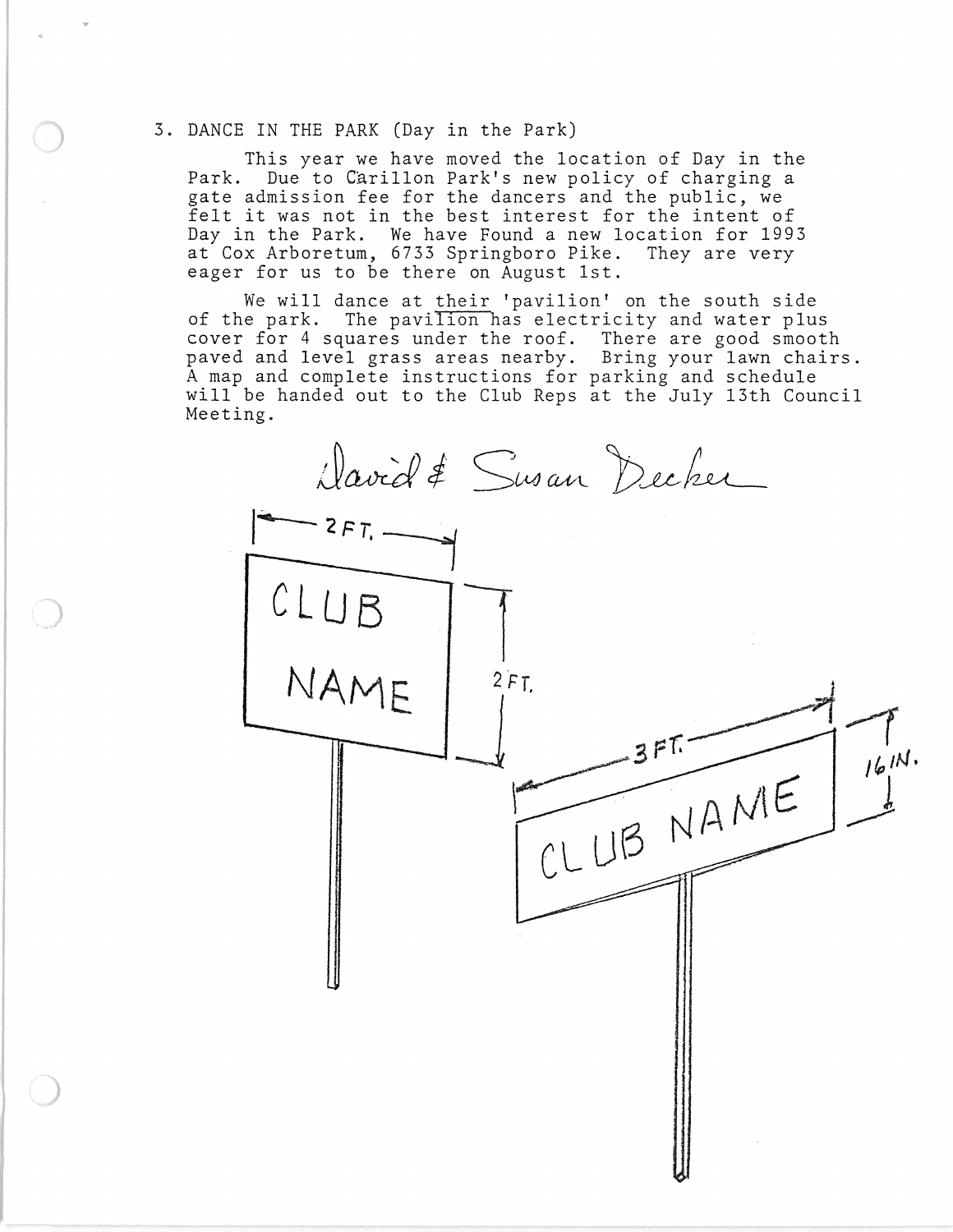3. DANCE IN THE PARK (Day in the Park)

This year we have moved the location of Day in the Park. Due to Carillon Park's new policy of charging a gate admission fee for the dancers and the public, we felt it was not in the best interest for the intent of Day in the Park. We have Found a new location for 1993 at Cox Arboretum, 6733 Springboro Pike. They are very eager for us to be there on August 1st.

We will dance at their 'pavilion' on the south side of the park. The pavilion has electricity and water plus cover for 4 squares under the roof. There are good smooth paved and level grass areas nearby. Bring your lawn chairs. A map and complete instructions for parking and schedule will be handed out to the Club Reps at the July 13th Council Meeting.

David & Susan Decker

2 FT.

CLUB NAME

2 FT.

3 FT.

CLUB NAME

16 IN.